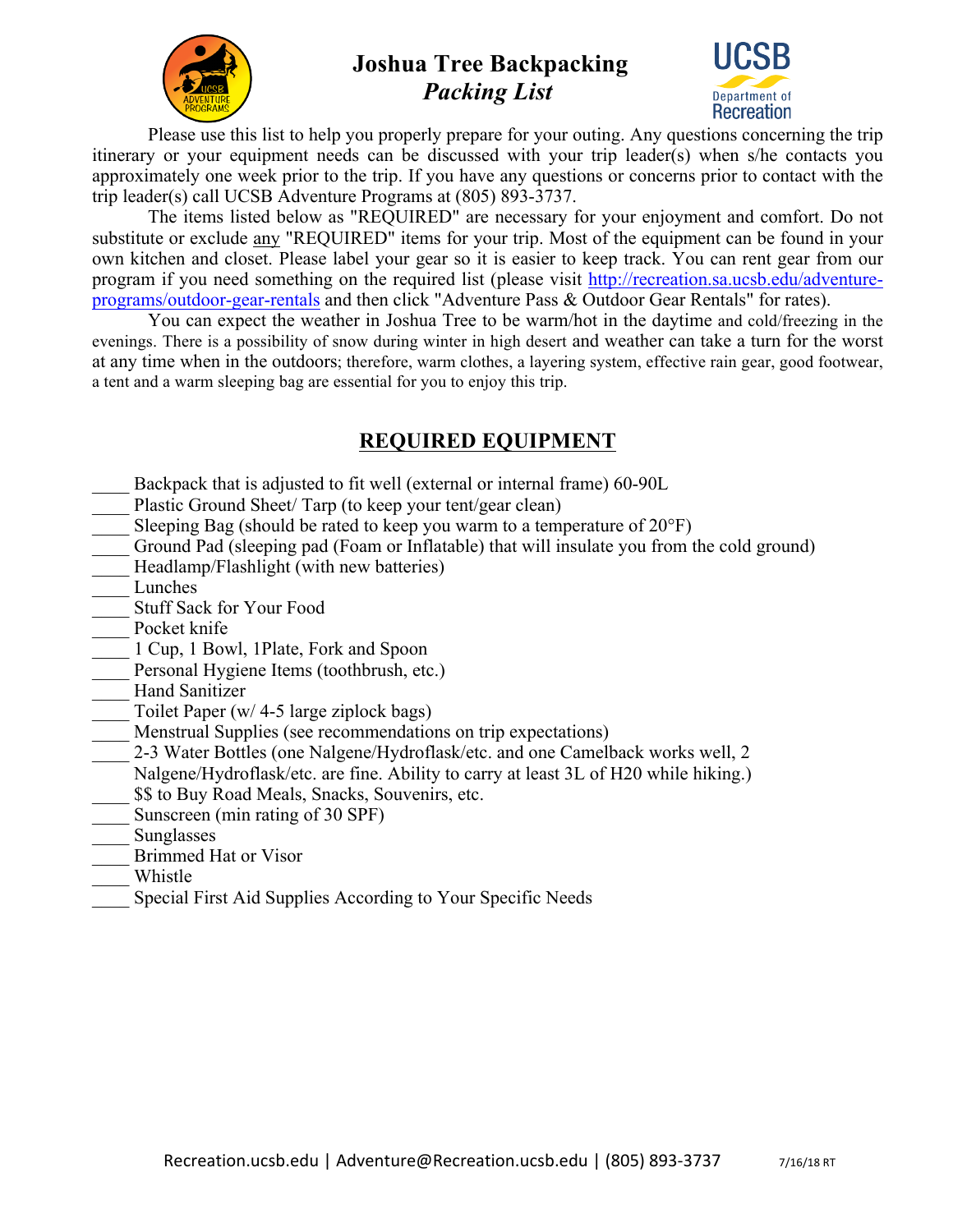# Joshua Tree Backpacking
## *Packing List*

Please use this list to help you properly prepare for your outing. Any questions concerning the trip itinerary or your equipment needs can be discussed with your trip leader(s) when s/he contacts you approximately one week prior to the trip. If you have any questions or concerns prior to contact with the trip leader(s) call UCSB Adventure Programs at (805) 893-3737.

The items listed below as "REQUIRED" are necessary for your enjoyment and comfort. Do not substitute or exclude any "REQUIRED" items for your trip. Most of the equipment can be found in your own kitchen and closet. Please label your gear so it is easier to keep track. You can rent gear from our program if you need something on the required list (please visit [http://recreation.sa.ucsb.edu/adventure-programs/outdoor-gear-rentals](http://recreation.sa.ucsb.edu/adventure-programs/outdoor-gear-rentals) and then click "Adventure Pass & Outdoor Gear Rentals" for rates).

You can expect the weather in Joshua Tree to be warm/hot in the daytime and cold/freezing in the evenings. There is a possibility of snow during winter in high desert and weather can take a turn for the worst at any time when in the outdoors; therefore, warm clothes, a layering system, effective rain gear, good footwear, a tent and a warm sleeping bag are essential for you to enjoy this trip.

## REQUIRED EQUIPMENT

- ____ Backpack that is adjusted to fit well (external or internal frame) 60-90L
- ____ Plastic Ground Sheet/ Tarp (to keep your tent/gear clean)
- ____ Sleeping Bag (should be rated to keep you warm to a temperature of 20°F)
- ____ Ground Pad (sleeping pad (Foam or Inflatable) that will insulate you from the cold ground)
- ____ Headlamp/Flashlight (with new batteries)
- ____ Lunches
- ____ Stuff Sack for Your Food
- ____ Pocket knife
- ____ 1 Cup, 1 Bowl, 1Plate, Fork and Spoon
- ____ Personal Hygiene Items (toothbrush, etc.)
- ____ Hand Sanitizer
- ____ Toilet Paper (w/ 4-5 large ziplock bags)
- ____ Menstrual Supplies (see recommendations on trip expectations)
- ____ 2-3 Water Bottles (one Nalgene/Hydroflask/etc. and one Camelback works well, 2 Nalgene/Hydroflask/etc. are fine. Ability to carry at least 3L of H20 while hiking.)
- ____ $$ to Buy Road Meals, Snacks, Souvenirs, etc.
- ____ Sunscreen (min rating of 30 SPF)
- ____ Sunglasses
- ____ Brimmed Hat or Visor
- ____ Whistle
- ____ Special First Aid Supplies According to Your Specific Needs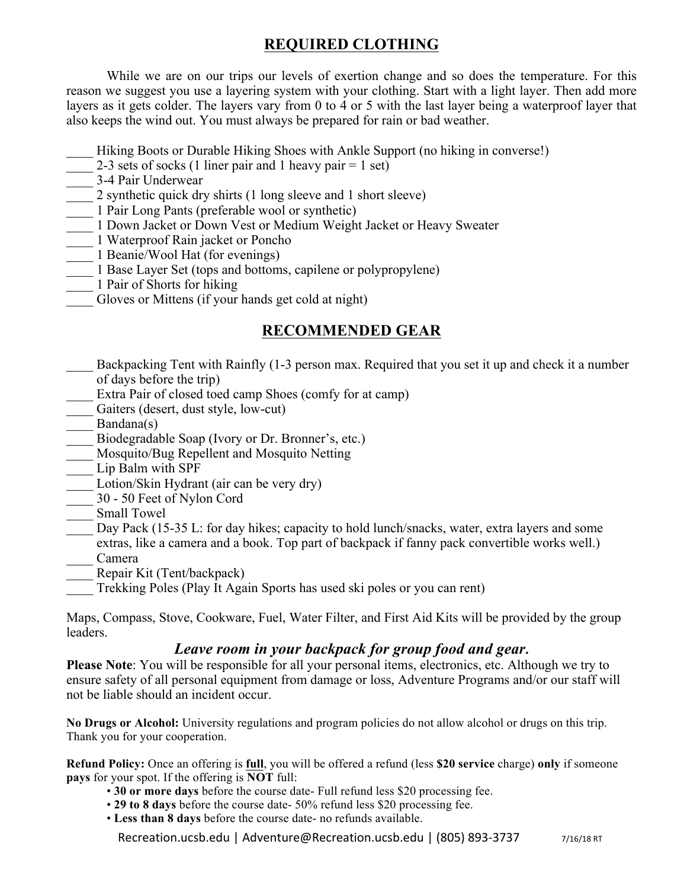## REQUIRED CLOTHING

While we are on our trips our levels of exertion change and so does the temperature. For this reason we suggest you use a layering system with your clothing. Start with a light layer. Then add more layers as it gets colder. The layers vary from 0 to 4 or 5 with the last layer being a waterproof layer that also keeps the wind out. You must always be prepared for rain or bad weather.

____ Hiking Boots or Durable Hiking Shoes with Ankle Support (no hiking in converse!)
____ 2-3 sets of socks (1 liner pair and 1 heavy pair = 1 set)
____ 3-4 Pair Underwear
____ 2 synthetic quick dry shirts (1 long sleeve and 1 short sleeve)
____ 1 Pair Long Pants (preferable wool or synthetic)
____ 1 Down Jacket or Down Vest or Medium Weight Jacket or Heavy Sweater
____ 1 Waterproof Rain jacket or Poncho
____ 1 Beanie/Wool Hat (for evenings)
____ 1 Base Layer Set (tops and bottoms, capilene or polypropylene)
____ 1 Pair of Shorts for hiking
____ Gloves or Mittens (if your hands get cold at night)

## RECOMMENDED GEAR

____ Backpacking Tent with Rainfly (1-3 person max. Required that you set it up and check it a number of days before the trip)
____ Extra Pair of closed toed camp Shoes (comfy for at camp)
____ Gaiters (desert, dust style, low-cut)
____ Bandana(s)
____ Biodegradable Soap (Ivory or Dr. Bronner's, etc.)
____ Mosquito/Bug Repellent and Mosquito Netting
____ Lip Balm with SPF
____ Lotion/Skin Hydrant (air can be very dry)
____ 30 - 50 Feet of Nylon Cord
____ Small Towel
____ Day Pack (15-35 L: for day hikes; capacity to hold lunch/snacks, water, extra layers and some extras, like a camera and a book. Top part of backpack if fanny pack convertible works well.)
____ Camera
____ Repair Kit (Tent/backpack)
____ Trekking Poles (Play It Again Sports has used ski poles or you can rent)

Maps, Compass, Stove, Cookware, Fuel, Water Filter, and First Aid Kits will be provided by the group leaders.

### *Leave room in your backpack for group food and gear.*

**Please Note**: You will be responsible for all your personal items, electronics, etc. Although we try to ensure safety of all personal equipment from damage or loss, Adventure Programs and/or our staff will not be liable should an incident occur.

**No Drugs or Alcohol:** University regulations and program policies do not allow alcohol or drugs on this trip. Thank you for your cooperation.

**Refund Policy:** Once an offering is **full**, you will be offered a refund (less **$20 service** charge) **only** if someone **pays** for your spot. If the offering is **NOT** full:

- **30 or more days** before the course date- Full refund less $20 processing fee.
- **29 to 8 days** before the course date- 50% refund less $20 processing fee.
- **Less than 8 days** before the course date- no refunds available.

Recreation.ucsb.edu | Adventure@Recreation.ucsb.edu | (805) 893-3737 7/16/18 RT